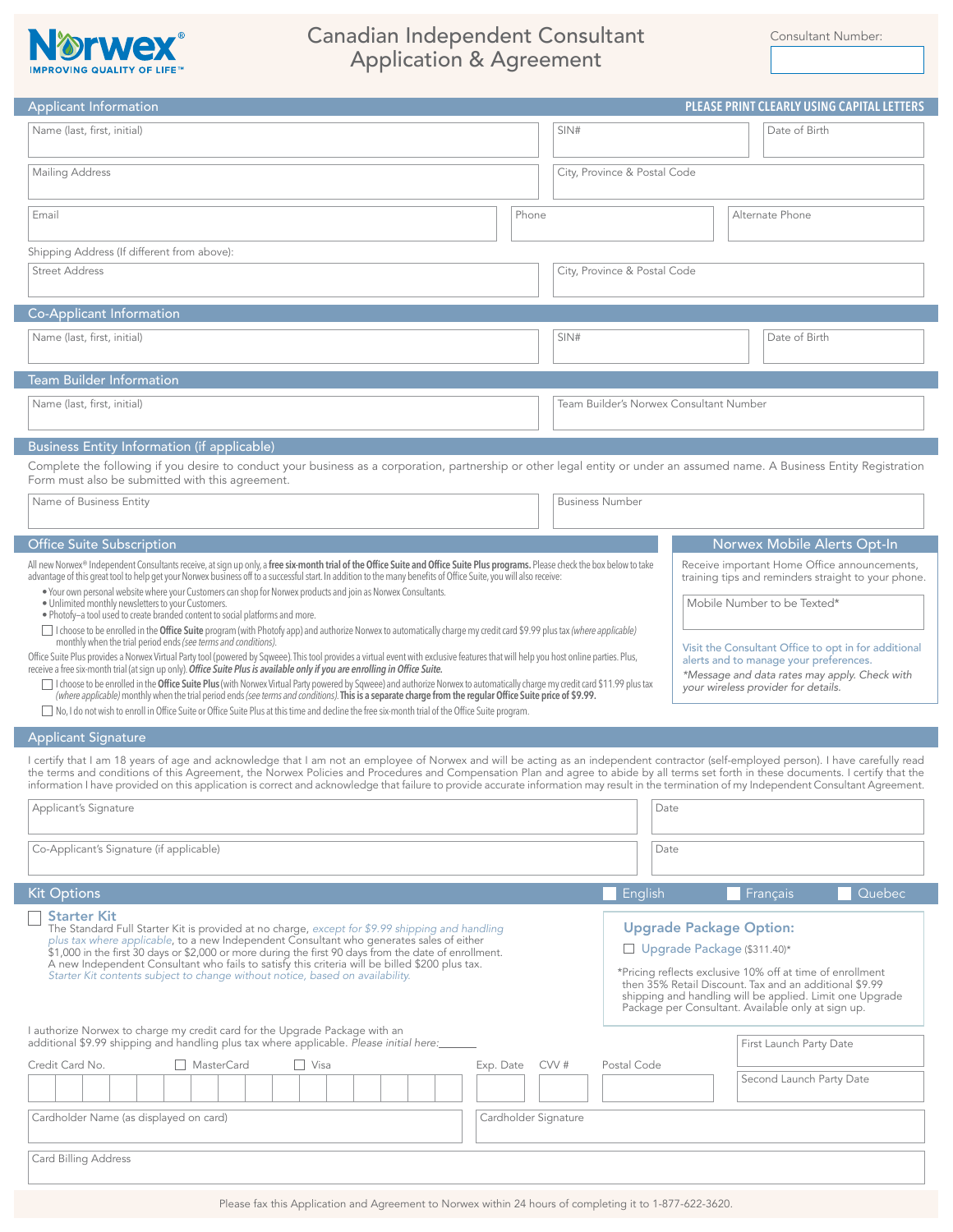# Norwex® IMPROVING QUALITY OF LIFE™

# Canadian Independent Consultant Application & Agreement

Consultant Number:

## Applicant Information

**PLEASE PRINT CLEARLY USING CAPITAL LETTERS**

| Name (last, first, initial) | SIN# | Date of Birth |
|---|---|---|
| | | |

| Mailing Address | City, Province & Postal Code |
|---|---|
| | |

| Email | Phone | Alternate Phone |
|---|---|---|
| | | |

Shipping Address (If different from above):

| Street Address | City, Province & Postal Code |
|---|---|
| | |

## Co-Applicant Information

| Name (last, first, initial) | SIN# | Date of Birth |
|---|---|---|
| | | |

## Team Builder Information

| Name (last, first, initial) | Team Builder's Norwex Consultant Number |
|---|---|
| | |

## Business Entity Information (if applicable)

Complete the following if you desire to conduct your business as a corporation, partnership or other legal entity or under an assumed name. A Business Entity Registration Form must also be submitted with this agreement.

| Name of Business Entity | Business Number |
|---|---|
| | |

## Office Suite Subscription

All new Norwex® Independent Consultants receive, at sign up only, a **free six-month trial of the Office Suite and Office Suite Plus programs.** Please check the box below to take advantage of this great tool to help get your Norwex business off to a successful start. In addition to the many benefits of Office Suite, you will also receive:

- Your own personal website where your Customers can shop for Norwex products and join as Norwex Consultants.
- Unlimited monthly newsletters to your Customers.
- Photofy–a tool used to create branded content to social platforms and more.

☐ I choose to be enrolled in the **Office Suite** program (with Photofy app) and authorize Norwex to automatically charge my credit card $9.99 plus tax *(where applicable)* monthly when the trial period ends *(see terms and conditions).*

Office Suite Plus provides a Norwex Virtual Party tool (powered by Sqweee). This tool provides a virtual event with exclusive features that will help you host online parties. Plus, receive a free six-month trial (at sign up only). ***Office Suite Plus is available only if you are enrolling in Office Suite.***

☐ I choose to be enrolled in the **Office Suite Plus** (with Norwex Virtual Party powered by Sqweee) and authorize Norwex to automatically charge my credit card $11.99 plus tax *(where applicable)* monthly when the trial period ends *(see terms and conditions).* **This is a separate charge from the regular Office Suite price of $9.99.**

☐ No, I do not wish to enroll in Office Suite or Office Suite Plus at this time and decline the free six-month trial of the Office Suite program.

## Norwex Mobile Alerts Opt-In

Receive important Home Office announcements, training tips and reminders straight to your phone.

Mobile Number to be Texted*

Visit the Consultant Office to opt in for additional alerts and to manage your preferences.

*\*Message and data rates may apply. Check with your wireless provider for details.*

## Applicant Signature

I certify that I am 18 years of age and acknowledge that I am not an employee of Norwex and will be acting as an independent contractor (self-employed person). I have carefully read the terms and conditions of this Agreement, the Norwex Policies and Procedures and Compensation Plan and agree to abide by all terms set forth in these documents. I certify that the information I have provided on this application is correct and acknowledge that failure to provide accurate information may result in the termination of my Independent Consultant Agreement.

| Applicant's Signature | Date |
|---|---|
| Co-Applicant's Signature (if applicable) | Date |

## Kit Options

☐ English ☐ Français ☐ Quebec

☐ **Starter Kit**

The Standard Full Starter Kit is provided at no charge, *except for $9.99 shipping and handling plus tax where applicable*, to a new Independent Consultant who generates sales of either $1,000 in the first 30 days or $2,000 or more during the first 90 days from the date of enrollment. A new Independent Consultant who fails to satisfy this criteria will be billed $200 plus tax. *Starter Kit contents subject to change without notice, based on availability.*

### Upgrade Package Option:

☐ Upgrade Package ($311.40)*

*Pricing reflects exclusive 10% off at time of enrollment then 35% Retail Discount. Tax and an additional $9.99 shipping and handling will be applied. Limit one Upgrade Package per Consultant. Available only at sign up.

I authorize Norwex to charge my credit card for the Upgrade Package with an additional $9.99 shipping and handling plus tax where applicable. *Please initial here:*______

First Launch Party Date

Second Launch Party Date

Credit Card No. ☐ MasterCard ☐ Visa | Exp. Date | CVV # | Postal Code

| Cardholder Name (as displayed on card) | Cardholder Signature |
|---|---|
| | |

Card Billing Address

Please fax this Application and Agreement to Norwex within 24 hours of completing it to 1-877-622-3620.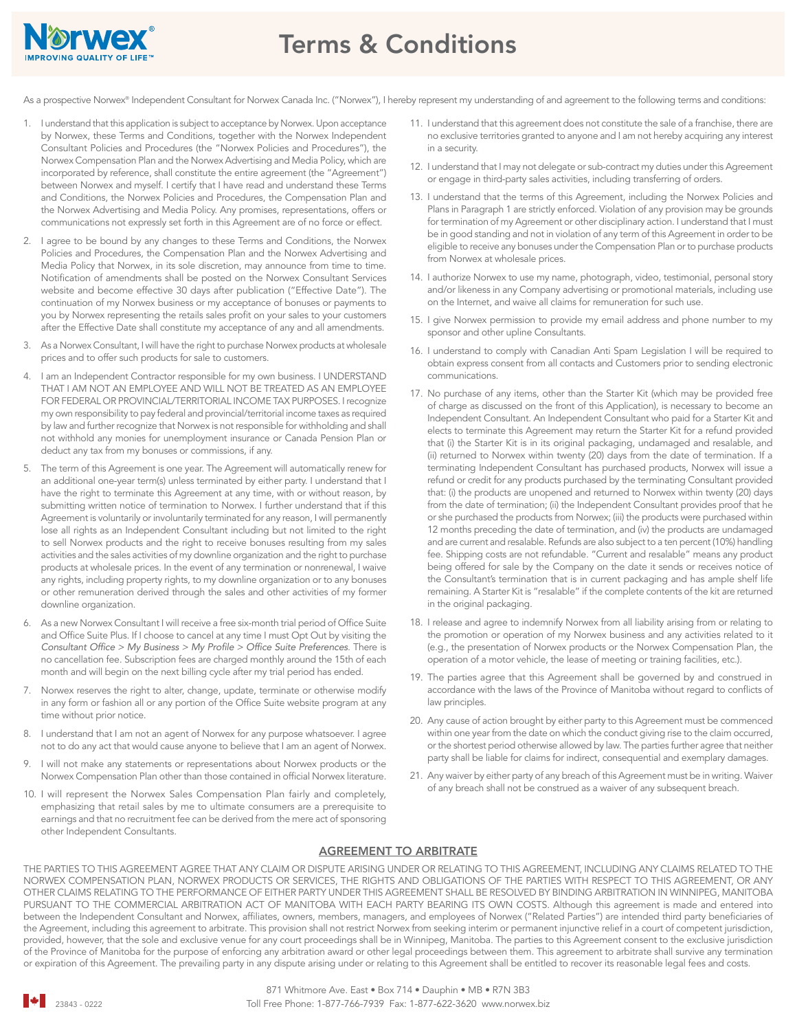# Terms & Conditions

As a prospective Norwex® Independent Consultant for Norwex Canada Inc. ("Norwex"), I hereby represent my understanding of and agreement to the following terms and conditions:

1. I understand that this application is subject to acceptance by Norwex. Upon acceptance by Norwex, these Terms and Conditions, together with the Norwex Independent Consultant Policies and Procedures (the "Norwex Policies and Procedures"), the Norwex Compensation Plan and the Norwex Advertising and Media Policy, which are incorporated by reference, shall constitute the entire agreement (the "Agreement") between Norwex and myself. I certify that I have read and understand these Terms and Conditions, the Norwex Policies and Procedures, the Compensation Plan and the Norwex Advertising and Media Policy. Any promises, representations, offers or communications not expressly set forth in this Agreement are of no force or effect.
2. I agree to be bound by any changes to these Terms and Conditions, the Norwex Policies and Procedures, the Compensation Plan and the Norwex Advertising and Media Policy that Norwex, in its sole discretion, may announce from time to time. Notification of amendments shall be posted on the Norwex Consultant Services website and become effective 30 days after publication ("Effective Date"). The continuation of my Norwex business or my acceptance of bonuses or payments to you by Norwex representing the retails sales profit on your sales to your customers after the Effective Date shall constitute my acceptance of any and all amendments.
3. As a Norwex Consultant, I will have the right to purchase Norwex products at wholesale prices and to offer such products for sale to customers.
4. I am an Independent Contractor responsible for my own business. I UNDERSTAND THAT I AM NOT AN EMPLOYEE AND WILL NOT BE TREATED AS AN EMPLOYEE FOR FEDERAL OR PROVINCIAL/TERRITORIAL INCOME TAX PURPOSES. I recognize my own responsibility to pay federal and provincial/territorial income taxes as required by law and further recognize that Norwex is not responsible for withholding and shall not withhold any monies for unemployment insurance or Canada Pension Plan or deduct any tax from my bonuses or commissions, if any.
5. The term of this Agreement is one year. The Agreement will automatically renew for an additional one-year term(s) unless terminated by either party. I understand that I have the right to terminate this Agreement at any time, with or without reason, by submitting written notice of termination to Norwex. I further understand that if this Agreement is voluntarily or involuntarily terminated for any reason, I will permanently lose all rights as an Independent Consultant including but not limited to the right to sell Norwex products and the right to receive bonuses resulting from my sales activities and the sales activities of my downline organization and the right to purchase products at wholesale prices. In the event of any termination or nonrenewal, I waive any rights, including property rights, to my downline organization or to any bonuses or other remuneration derived through the sales and other activities of my former downline organization.
6. As a new Norwex Consultant I will receive a free six-month trial period of Office Suite and Office Suite Plus. If I choose to cancel at any time I must Opt Out by visiting the *Consultant Office > My Business > My Profile > Office Suite Preferences*. There is no cancellation fee. Subscription fees are charged monthly around the 15th of each month and will begin on the next billing cycle after my trial period has ended.
7. Norwex reserves the right to alter, change, update, terminate or otherwise modify in any form or fashion all or any portion of the Office Suite website program at any time without prior notice.
8. I understand that I am not an agent of Norwex for any purpose whatsoever. I agree not to do any act that would cause anyone to believe that I am an agent of Norwex.
9. I will not make any statements or representations about Norwex products or the Norwex Compensation Plan other than those contained in official Norwex literature.
10. I will represent the Norwex Sales Compensation Plan fairly and completely, emphasizing that retail sales by me to ultimate consumers are a prerequisite to earnings and that no recruitment fee can be derived from the mere act of sponsoring other Independent Consultants.
11. I understand that this agreement does not constitute the sale of a franchise, there are no exclusive territories granted to anyone and I am not hereby acquiring any interest in a security.
12. I understand that I may not delegate or sub-contract my duties under this Agreement or engage in third-party sales activities, including transferring of orders.
13. I understand that the terms of this Agreement, including the Norwex Policies and Plans in Paragraph 1 are strictly enforced. Violation of any provision may be grounds for termination of my Agreement or other disciplinary action. I understand that I must be in good standing and not in violation of any term of this Agreement in order to be eligible to receive any bonuses under the Compensation Plan or to purchase products from Norwex at wholesale prices.
14. I authorize Norwex to use my name, photograph, video, testimonial, personal story and/or likeness in any Company advertising or promotional materials, including use on the Internet, and waive all claims for remuneration for such use.
15. I give Norwex permission to provide my email address and phone number to my sponsor and other upline Consultants.
16. I understand to comply with Canadian Anti Spam Legislation I will be required to obtain express consent from all contacts and Customers prior to sending electronic communications.
17. No purchase of any items, other than the Starter Kit (which may be provided free of charge as discussed on the front of this Application), is necessary to become an Independent Consultant. An Independent Consultant who paid for a Starter Kit and elects to terminate this Agreement may return the Starter Kit for a refund provided that (i) the Starter Kit is in its original packaging, undamaged and resalable, and (ii) returned to Norwex within twenty (20) days from the date of termination. If a terminating Independent Consultant has purchased products, Norwex will issue a refund or credit for any products purchased by the terminating Consultant provided that: (i) the products are unopened and returned to Norwex within twenty (20) days from the date of termination; (ii) the Independent Consultant provides proof that he or she purchased the products from Norwex; (iii) the products were purchased within 12 months preceding the date of termination, and (iv) the products are undamaged and are current and resalable. Refunds are also subject to a ten percent (10%) handling fee. Shipping costs are not refundable. "Current and resalable" means any product being offered for sale by the Company on the date it sends or receives notice of the Consultant's termination that is in current packaging and has ample shelf life remaining. A Starter Kit is "resalable" if the complete contents of the kit are returned in the original packaging.
18. I release and agree to indemnify Norwex from all liability arising from or relating to the promotion or operation of my Norwex business and any activities related to it (e.g., the presentation of Norwex products or the Norwex Compensation Plan, the operation of a motor vehicle, the lease of meeting or training facilities, etc.).
19. The parties agree that this Agreement shall be governed by and construed in accordance with the laws of the Province of Manitoba without regard to conflicts of law principles.
20. Any cause of action brought by either party to this Agreement must be commenced within one year from the date on which the conduct giving rise to the claim occurred, or the shortest period otherwise allowed by law. The parties further agree that neither party shall be liable for claims for indirect, consequential and exemplary damages.
21. Any waiver by either party of any breach of this Agreement must be in writing. Waiver of any breach shall not be construed as a waiver of any subsequent breach.

## AGREEMENT TO ARBITRATE

THE PARTIES TO THIS AGREEMENT AGREE THAT ANY CLAIM OR DISPUTE ARISING UNDER OR RELATING TO THIS AGREEMENT, INCLUDING ANY CLAIMS RELATED TO THE NORWEX COMPENSATION PLAN, NORWEX PRODUCTS OR SERVICES, THE RIGHTS AND OBLIGATIONS OF THE PARTIES WITH RESPECT TO THIS AGREEMENT, OR ANY OTHER CLAIMS RELATING TO THE PERFORMANCE OF EITHER PARTY UNDER THIS AGREEMENT SHALL BE RESOLVED BY BINDING ARBITRATION IN WINNIPEG, MANITOBA PURSUANT TO THE COMMERCIAL ARBITRATION ACT OF MANITOBA WITH EACH PARTY BEARING ITS OWN COSTS. Although this agreement is made and entered into between the Independent Consultant and Norwex, affiliates, owners, members, managers, and employees of Norwex ("Related Parties") are intended third party beneficiaries of the Agreement, including this agreement to arbitrate. This provision shall not restrict Norwex from seeking interim or permanent injunctive relief in a court of competent jurisdiction, provided, however, that the sole and exclusive venue for any court proceedings shall be in Winnipeg, Manitoba. The parties to this Agreement consent to the exclusive jurisdiction of the Province of Manitoba for the purpose of enforcing any arbitration award or other legal proceedings between them. This agreement to arbitrate shall survive any termination or expiration of this Agreement. The prevailing party in any dispute arising under or relating to this Agreement shall be entitled to recover its reasonable legal fees and costs.

23843 - 0222

871 Whitmore Ave. East • Box 714 • Dauphin • MB • R7N 3B3
Toll Free Phone: 1-877-766-7939 Fax: 1-877-622-3620 www.norwex.biz